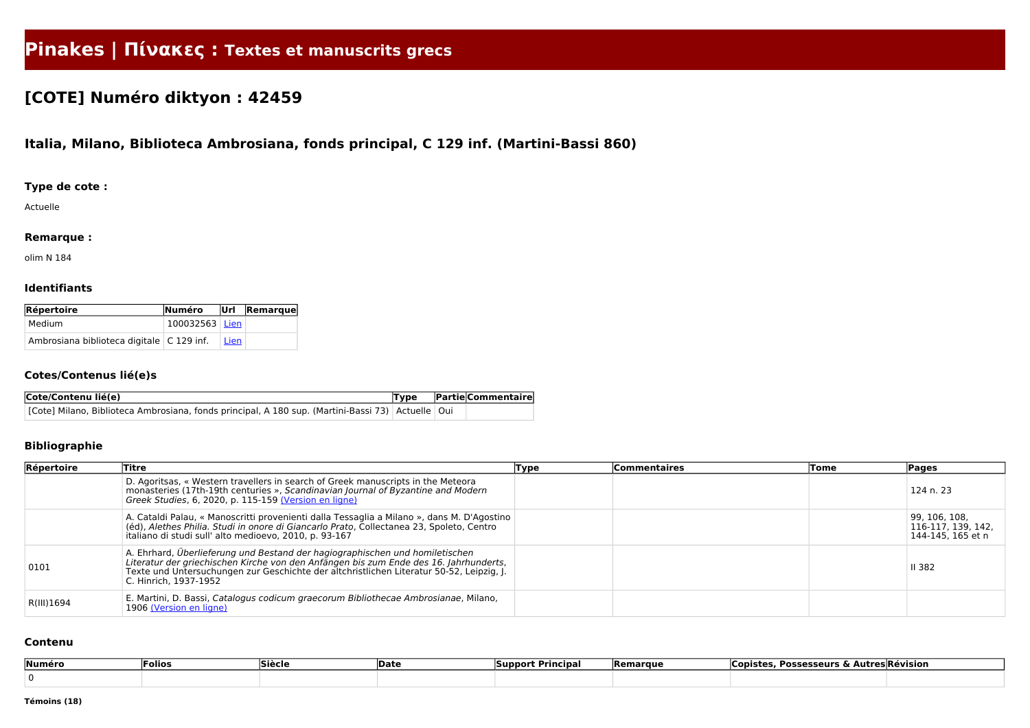# Pinakes | Πίνακες : Textes et manuscrits grecs

## [COTE] Numéro diktyon : 42459

### Italia, Milano, Biblioteca Ambrosiana, fonds principal, C 129 inf. (Martini-Bassi 860)

#### Type de cote :

Actuelle

#### Remarque :

olim N 184

#### Identifiants

| Répertoire | Numéro | Url | Remarque |
|---|---|---|---|
| Medium | 100032563 | Lien | |
| Ambrosiana biblioteca digitale | C 129 inf. | Lien | |

#### Cotes/Contenus lié(e)s

| Cote/Contenu lié(e) | Type | Partie | Commentaire |
|---|---|---|---|
| [Cote] Milano, Biblioteca Ambrosiana, fonds principal, A 180 sup. (Martini-Bassi 73) | Actuelle | Oui | |

#### Bibliographie

| Répertoire | Titre | Type | Commentaires | Tome | Pages |
|---|---|---|---|---|---|
| | D. Agoritsas, « Western travellers in search of Greek manuscripts in the Meteora monasteries (17th-19th centuries », *Scandinavian Journal of Byzantine and Modern Greek Studies*, 6, 2020, p. 115-159 (Version en ligne) | | | | 124 n. 23 |
| | A. Cataldi Palau, « Manoscritti provenienti dalla Tessaglia a Milano », dans M. D'Agostino (éd), *Alethes Philia. Studi in onore di Giancarlo Prato*, Collectanea 23, Spoleto, Centro italiano di studi sull' alto medioevo, 2010, p. 93-167 | | | | 99, 106, 108, 116-117, 139, 142, 144-145, 165 et n |
| 0101 | A. Ehrhard, *Überlieferung und Bestand der hagiographischen und homiletischen Literatur der griechischen Kirche von den Anfängen bis zum Ende des 16. Jahrhunderts*, Texte und Untersuchungen zur Geschichte der altchristlichen Literatur 50-52, Leipzig, J. C. Hinrich, 1937-1952 | | | | II 382 |
| R(III)1694 | E. Martini, D. Bassi, *Catalogus codicum graecorum Bibliothecae Ambrosianae*, Milano, 1906 (Version en ligne) | | | | |

#### Contenu

| Numéro | Folios | Siècle | Date | Support Principal | Remarque | Copistes, Possesseurs & Autres | Révision |
|---|---|---|---|---|---|---|---|
| 0 | | | | | | | |

**Témoins (18)**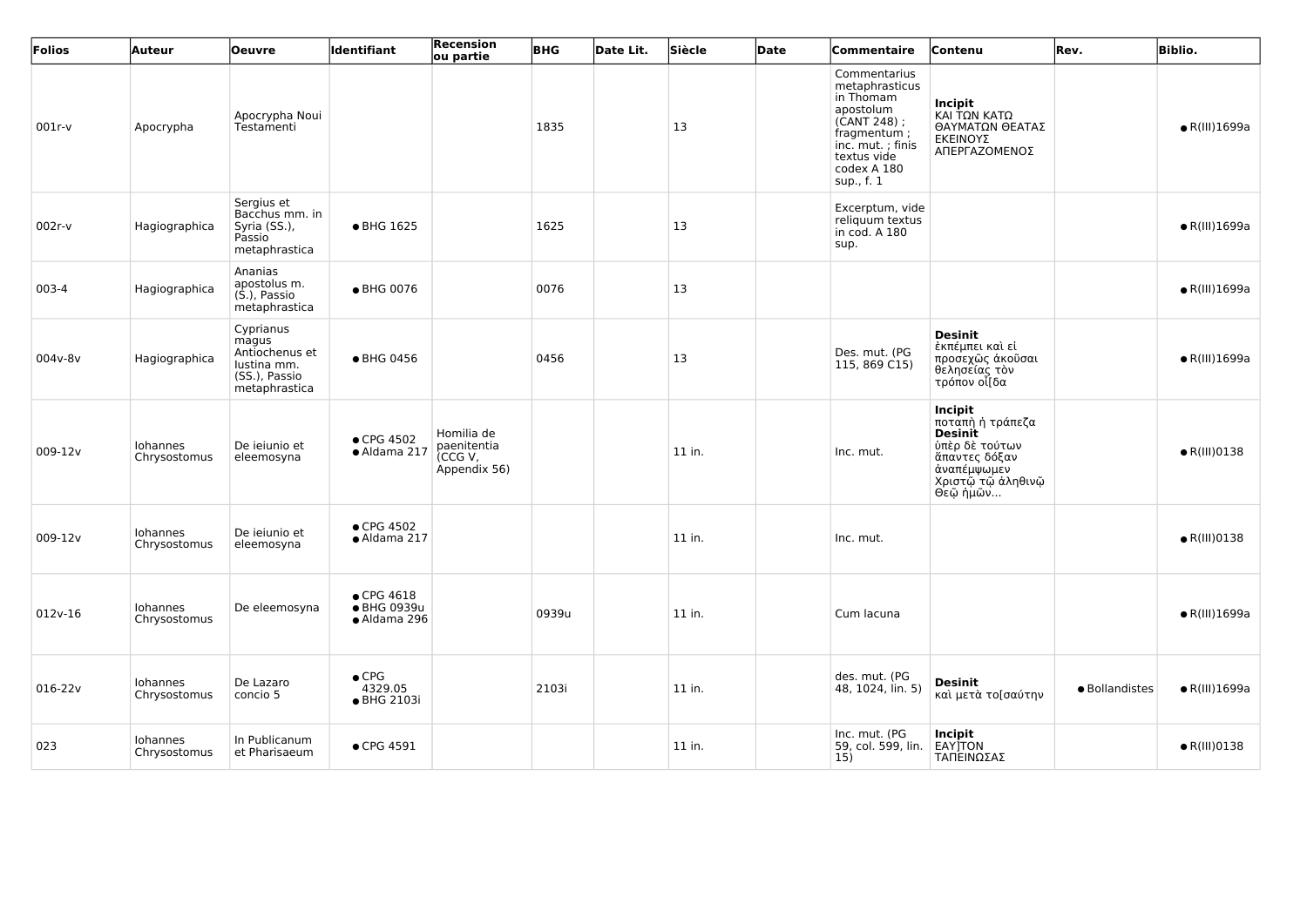| Folios | Auteur | Oeuvre | Identifiant | Recension ou partie | BHG | Date Lit. | Siècle | Date | Commentaire | Contenu | Rev. | Biblio. |
|---|---|---|---|---|---|---|---|---|---|---|---|---|
| 001r-v | Apocrypha | Apocrypha Noui Testamenti | | | 1835 | | 13 | | Commentarius metaphrasticus in Thomam apostolum (CANT 248) ; fragmentum ; inc. mut. ; finis textus vide codex A 180 sup., f. 1 | **Incipit** ΚΑΙ ΤΩΝ ΚΑΤΩ ΘΑΥΜΑΤΩΝ ΘΕΑΤΑΣ ΕΚΕΙΝΟΥΣ ΑΠΕΡΓΑΖΟΜΕΝΟΣ | | ● R(III)1699a |
| 002r-v | Hagiographica | Sergius et Bacchus mm. in Syria (SS.), Passio metaphrastica | ● BHG 1625 | | 1625 | | 13 | | Excerptum, vide reliquum textus in cod. A 180 sup. | | | ● R(III)1699a |
| 003-4 | Hagiographica | Ananias apostolus m. (S.), Passio metaphrastica | ● BHG 0076 | | 0076 | | 13 | | | | | ● R(III)1699a |
| 004v-8v | Hagiographica | Cyprianus magus Antiochenus et Iustina mm. (SS.), Passio metaphrastica | ● BHG 0456 | | 0456 | | 13 | | Des. mut. (PG 115, 869 C15) | **Desinit** ἐκπέμπει καὶ εἰ προσεχῶς ἀκοῦσαι θελησείας τὸν τρόπον οἶ[δα | | ● R(III)1699a |
| 009-12v | Iohannes Chrysostomus | De ieiunio et eleemosyna | ● CPG 4502 ● Aldama 217 | Homilia de paenitentia (CCG V, Appendix 56) | | | 11 in. | | Inc. mut. | **Incipit** ποταπὴ ἡ τράπεζα **Desinit** ὑπὲρ δὲ τούτων ἅπαντες δόξαν ἀναπέμψωμεν Χριστῷ τῷ ἀληθινῷ Θεῷ ἡμῶν... | | ● R(III)0138 |
| 009-12v | Iohannes Chrysostomus | De ieiunio et eleemosyna | ● CPG 4502 ● Aldama 217 | | | | 11 in. | | Inc. mut. | | | ● R(III)0138 |
| 012v-16 | Iohannes Chrysostomus | De eleemosyna | ● CPG 4618 ● BHG 0939u ● Aldama 296 | | 0939u | | 11 in. | | Cum lacuna | | | ● R(III)1699a |
| 016-22v | Iohannes Chrysostomus | De Lazaro concio 5 | ● CPG 4329.05 ● BHG 2103i | | 2103i | | 11 in. | | des. mut. (PG 48, 1024, lin. 5) | **Desinit** καὶ μετὰ το[σαύτην | ● Bollandistes | ● R(III)1699a |
| 023 | Iohannes Chrysostomus | In Publicanum et Pharisaeum | ● CPG 4591 | | | | 11 in. | | Inc. mut. (PG 59, col. 599, lin. 15) | **Incipit** ΕΑΥ]ΤΟΝ ΤΑΠΕΙΝΩΣΑΣ | | ● R(III)0138 |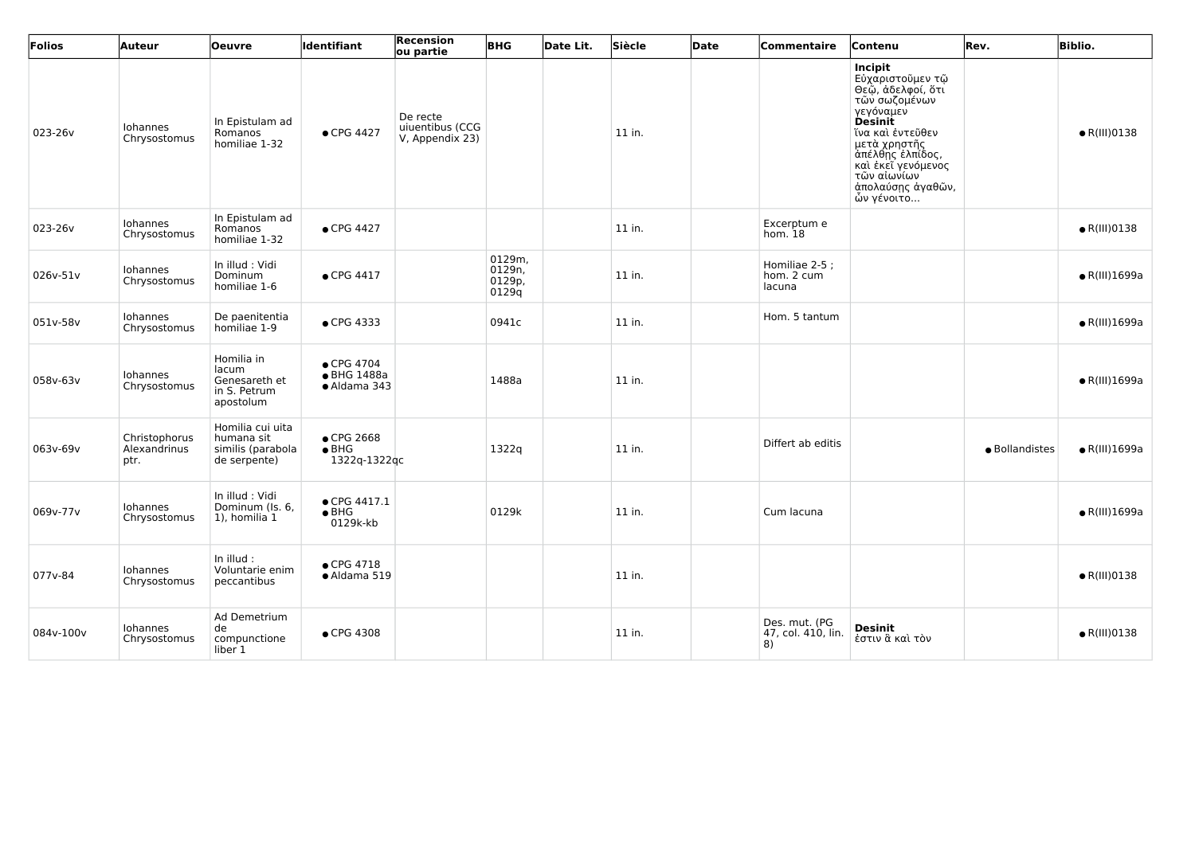| Folios | Auteur | Oeuvre | Identifiant | Recension ou partie | BHG | Date Lit. | Siècle | Date | Commentaire | Contenu | Rev. | Biblio. |
|---|---|---|---|---|---|---|---|---|---|---|---|---|
| 023-26v | Iohannes Chrysostomus | In Epistulam ad Romanos homiliae 1-32 | ● CPG 4427 | De recte uiuentibus (CCG V, Appendix 23) | | | 11 in. | | | **Incipit** Εὐχαριστοῦμεν τῷ Θεῷ, ἀδελφοί, ὅτι τῶν σωζομένων γεγόναμεν **Desinit** ἵνα καὶ ἐντεῦθεν μετὰ χρηστῆς ἀπέλθῃς ἐλπίδος, καὶ ἐκεῖ γενόμενος τῶν αἰωνίων ἀπολαύσῃς ἀγαθῶν, ὧν γένοιτο... | | ● R(III)0138 |
| 023-26v | Iohannes Chrysostomus | In Epistulam ad Romanos homiliae 1-32 | ● CPG 4427 | | | | 11 in. | | Excerptum e hom. 18 | | | ● R(III)0138 |
| 026v-51v | Iohannes Chrysostomus | In illud : Vidi Dominum homiliae 1-6 | ● CPG 4417 | | 0129m, 0129n, 0129p, 0129q | | 11 in. | | Homiliae 2-5 ; hom. 2 cum lacuna | | | ● R(III)1699a |
| 051v-58v | Iohannes Chrysostomus | De paenitentia homiliae 1-9 | ● CPG 4333 | | 0941c | | 11 in. | | Hom. 5 tantum | | | ● R(III)1699a |
| 058v-63v | Iohannes Chrysostomus | Homilia in lacum Genesareth et in S. Petrum apostolum | ● CPG 4704 ● BHG 1488a ● Aldama 343 | | 1488a | | 11 in. | | | | | ● R(III)1699a |
| 063v-69v | Christophorus Alexandrinus ptr. | Homilia cui uita humana sit similis (parabola de serpente) | ● CPG 2668 ● BHG 1322q-1322qc | | 1322q | | 11 in. | | Differt ab editis | | ● Bollandistes | ● R(III)1699a |
| 069v-77v | Iohannes Chrysostomus | In illud : Vidi Dominum (Is. 6, 1), homilia 1 | ● CPG 4417.1 ● BHG 0129k-kb | | 0129k | | 11 in. | | Cum lacuna | | | ● R(III)1699a |
| 077v-84 | Iohannes Chrysostomus | In illud : Voluntarie enim peccantibus | ● CPG 4718 ● Aldama 519 | | | | 11 in. | | | | | ● R(III)0138 |
| 084v-100v | Iohannes Chrysostomus | Ad Demetrium de compunctione liber 1 | ● CPG 4308 | | | | 11 in. | | Des. mut. (PG 47, col. 410, lin. 8) | **Desinit** ἐστιν ἃ καὶ τὸν | | ● R(III)0138 |